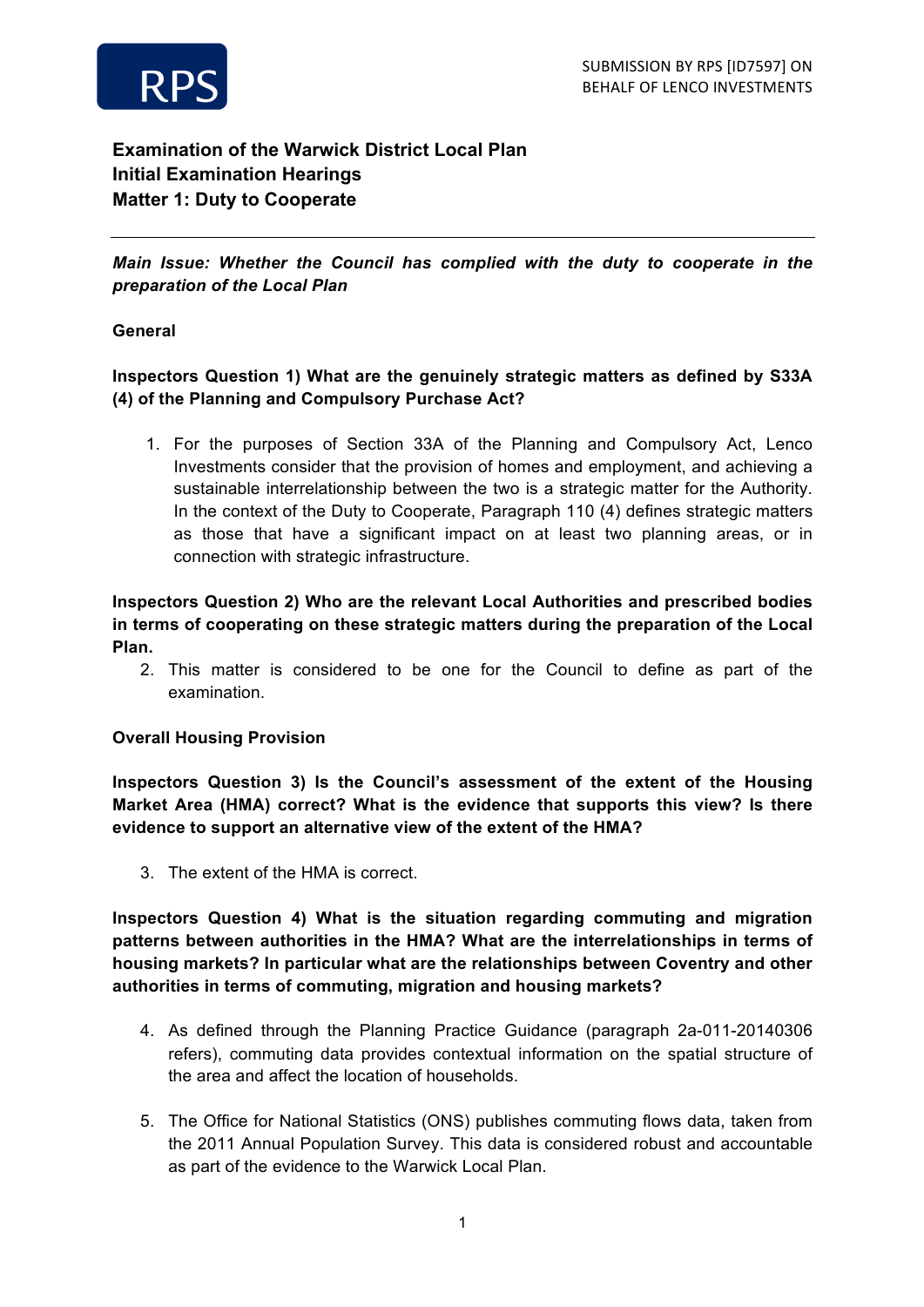SUBMISSION BY RPS [ID7597] ON BEHALF OF LENCO INVESTMENTS

## Examination of the Warwick District Local Plan
## Initial Examination Hearings
## Matter 1: Duty to Cooperate

---

***Main Issue: Whether the Council has complied with the duty to cooperate in the preparation of the Local Plan***

**General**

**Inspectors Question 1) What are the genuinely strategic matters as defined by S33A (4) of the Planning and Compulsory Purchase Act?**

1. For the purposes of Section 33A of the Planning and Compulsory Act, Lenco Investments consider that the provision of homes and employment, and achieving a sustainable interrelationship between the two is a strategic matter for the Authority. In the context of the Duty to Cooperate, Paragraph 110 (4) defines strategic matters as those that have a significant impact on at least two planning areas, or in connection with strategic infrastructure.

**Inspectors Question 2) Who are the relevant Local Authorities and prescribed bodies in terms of cooperating on these strategic matters during the preparation of the Local Plan.**

2. This matter is considered to be one for the Council to define as part of the examination.

**Overall Housing Provision**

**Inspectors Question 3) Is the Council's assessment of the extent of the Housing Market Area (HMA) correct? What is the evidence that supports this view? Is there evidence to support an alternative view of the extent of the HMA?**

3. The extent of the HMA is correct.

**Inspectors Question 4) What is the situation regarding commuting and migration patterns between authorities in the HMA? What are the interrelationships in terms of housing markets? In particular what are the relationships between Coventry and other authorities in terms of commuting, migration and housing markets?**

4. As defined through the Planning Practice Guidance (paragraph 2a-011-20140306 refers), commuting data provides contextual information on the spatial structure of the area and affect the location of households.

5. The Office for National Statistics (ONS) publishes commuting flows data, taken from the 2011 Annual Population Survey. This data is considered robust and accountable as part of the evidence to the Warwick Local Plan.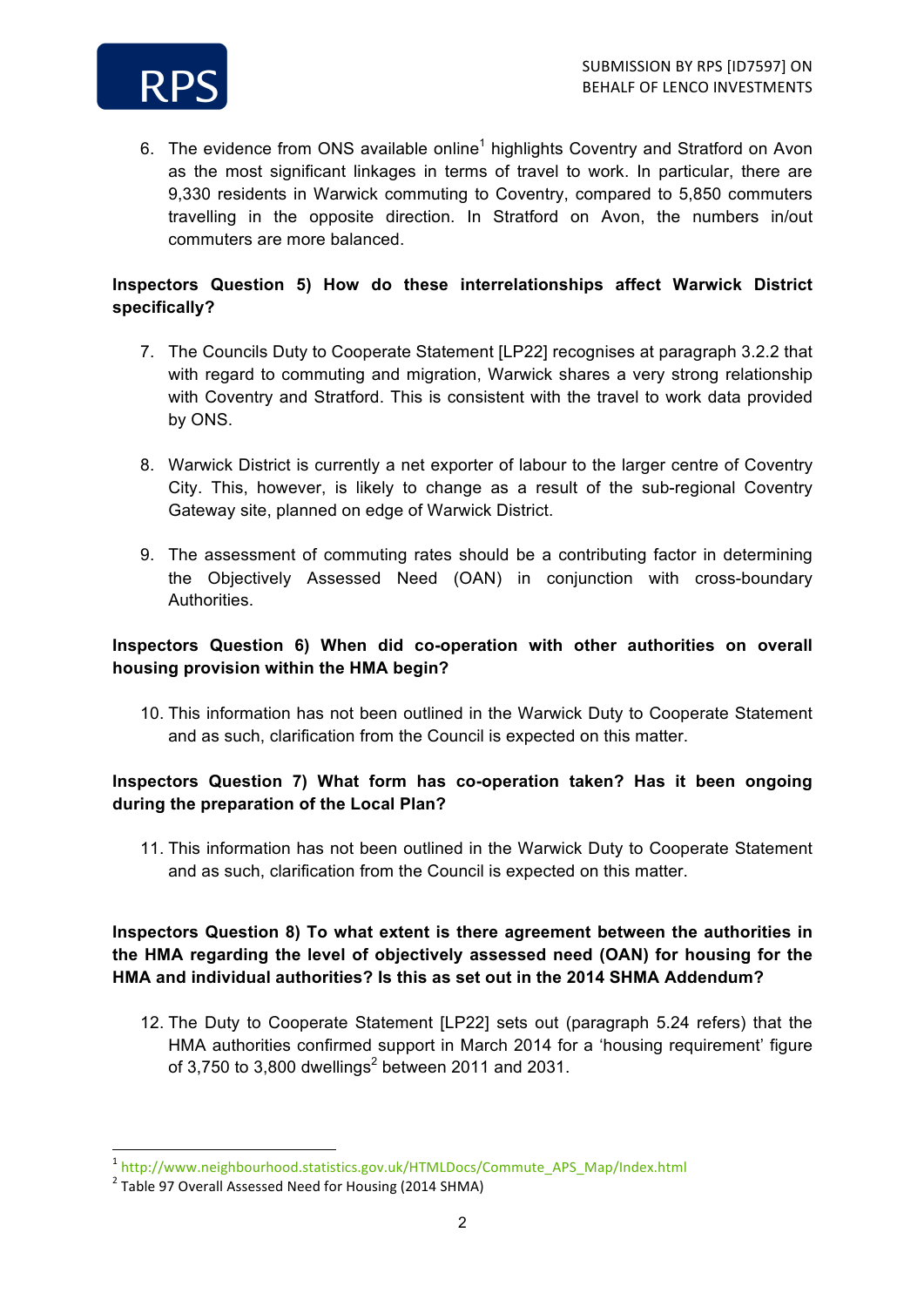6. The evidence from ONS available online[1] highlights Coventry and Stratford on Avon as the most significant linkages in terms of travel to work. In particular, there are 9,330 residents in Warwick commuting to Coventry, compared to 5,850 commuters travelling in the opposite direction. In Stratford on Avon, the numbers in/out commuters are more balanced.

**Inspectors Question 5) How do these interrelationships affect Warwick District specifically?**

7. The Councils Duty to Cooperate Statement [LP22] recognises at paragraph 3.2.2 that with regard to commuting and migration, Warwick shares a very strong relationship with Coventry and Stratford. This is consistent with the travel to work data provided by ONS.

8. Warwick District is currently a net exporter of labour to the larger centre of Coventry City. This, however, is likely to change as a result of the sub-regional Coventry Gateway site, planned on edge of Warwick District.

9. The assessment of commuting rates should be a contributing factor in determining the Objectively Assessed Need (OAN) in conjunction with cross-boundary Authorities.

**Inspectors Question 6) When did co-operation with other authorities on overall housing provision within the HMA begin?**

10. This information has not been outlined in the Warwick Duty to Cooperate Statement and as such, clarification from the Council is expected on this matter.

**Inspectors Question 7) What form has co-operation taken? Has it been ongoing during the preparation of the Local Plan?**

11. This information has not been outlined in the Warwick Duty to Cooperate Statement and as such, clarification from the Council is expected on this matter.

**Inspectors Question 8) To what extent is there agreement between the authorities in the HMA regarding the level of objectively assessed need (OAN) for housing for the HMA and individual authorities? Is this as set out in the 2014 SHMA Addendum?**

12. The Duty to Cooperate Statement [LP22] sets out (paragraph 5.24 refers) that the HMA authorities confirmed support in March 2014 for a 'housing requirement' figure of 3,750 to 3,800 dwellings[2] between 2011 and 2031.

---

[1] http://www.neighbourhood.statistics.gov.uk/HTMLDocs/Commute_APS_Map/Index.html

[2] Table 97 Overall Assessed Need for Housing (2014 SHMA)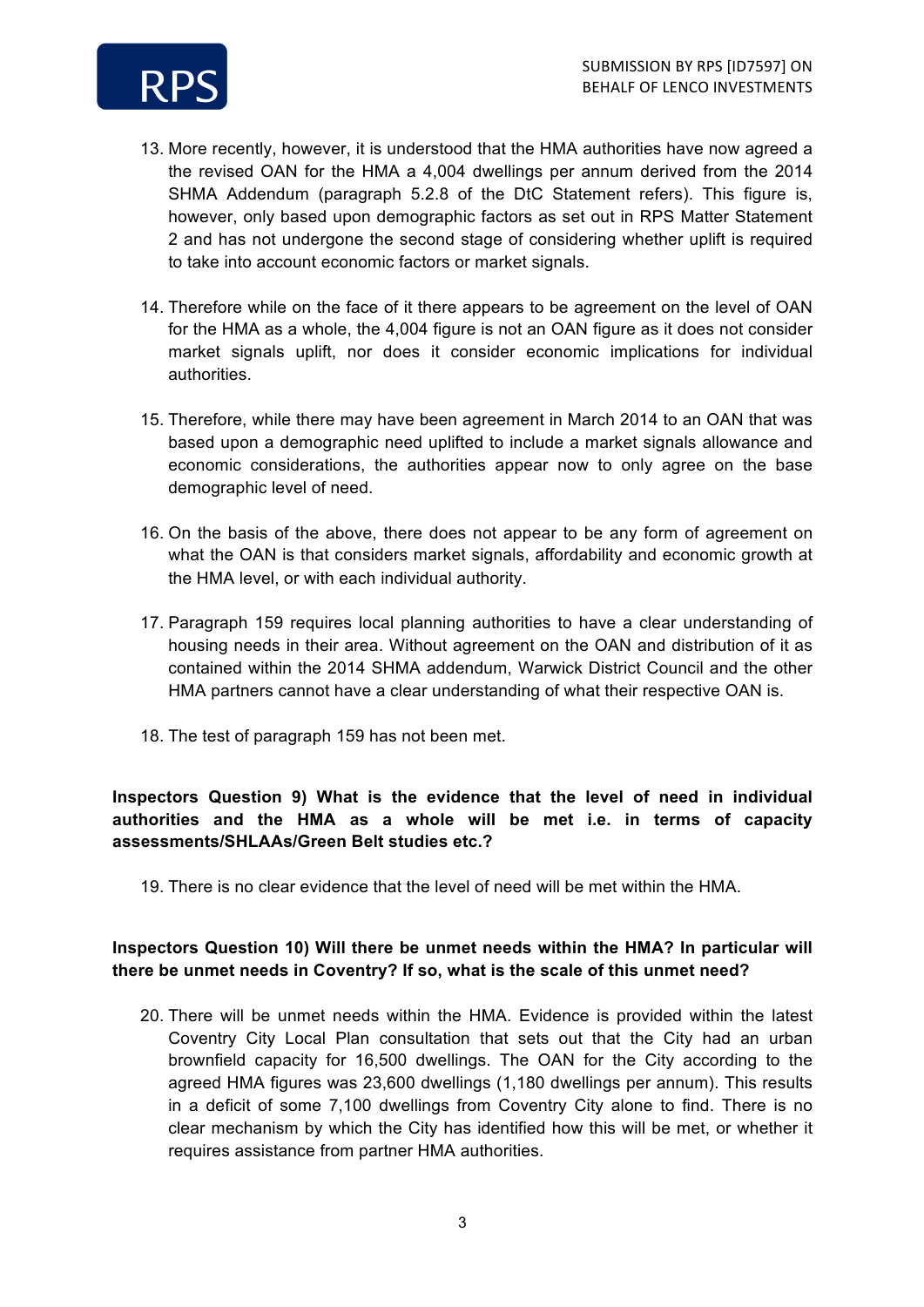13. More recently, however, it is understood that the HMA authorities have now agreed a the revised OAN for the HMA a 4,004 dwellings per annum derived from the 2014 SHMA Addendum (paragraph 5.2.8 of the DtC Statement refers). This figure is, however, only based upon demographic factors as set out in RPS Matter Statement 2 and has not undergone the second stage of considering whether uplift is required to take into account economic factors or market signals.

14. Therefore while on the face of it there appears to be agreement on the level of OAN for the HMA as a whole, the 4,004 figure is not an OAN figure as it does not consider market signals uplift, nor does it consider economic implications for individual authorities.

15. Therefore, while there may have been agreement in March 2014 to an OAN that was based upon a demographic need uplifted to include a market signals allowance and economic considerations, the authorities appear now to only agree on the base demographic level of need.

16. On the basis of the above, there does not appear to be any form of agreement on what the OAN is that considers market signals, affordability and economic growth at the HMA level, or with each individual authority.

17. Paragraph 159 requires local planning authorities to have a clear understanding of housing needs in their area. Without agreement on the OAN and distribution of it as contained within the 2014 SHMA addendum, Warwick District Council and the other HMA partners cannot have a clear understanding of what their respective OAN is.

18. The test of paragraph 159 has not been met.

**Inspectors Question 9) What is the evidence that the level of need in individual authorities and the HMA as a whole will be met i.e. in terms of capacity assessments/SHLAAs/Green Belt studies etc.?**

19. There is no clear evidence that the level of need will be met within the HMA.

**Inspectors Question 10) Will there be unmet needs within the HMA? In particular will there be unmet needs in Coventry? If so, what is the scale of this unmet need?**

20. There will be unmet needs within the HMA. Evidence is provided within the latest Coventry City Local Plan consultation that sets out that the City had an urban brownfield capacity for 16,500 dwellings. The OAN for the City according to the agreed HMA figures was 23,600 dwellings (1,180 dwellings per annum). This results in a deficit of some 7,100 dwellings from Coventry City alone to find. There is no clear mechanism by which the City has identified how this will be met, or whether it requires assistance from partner HMA authorities.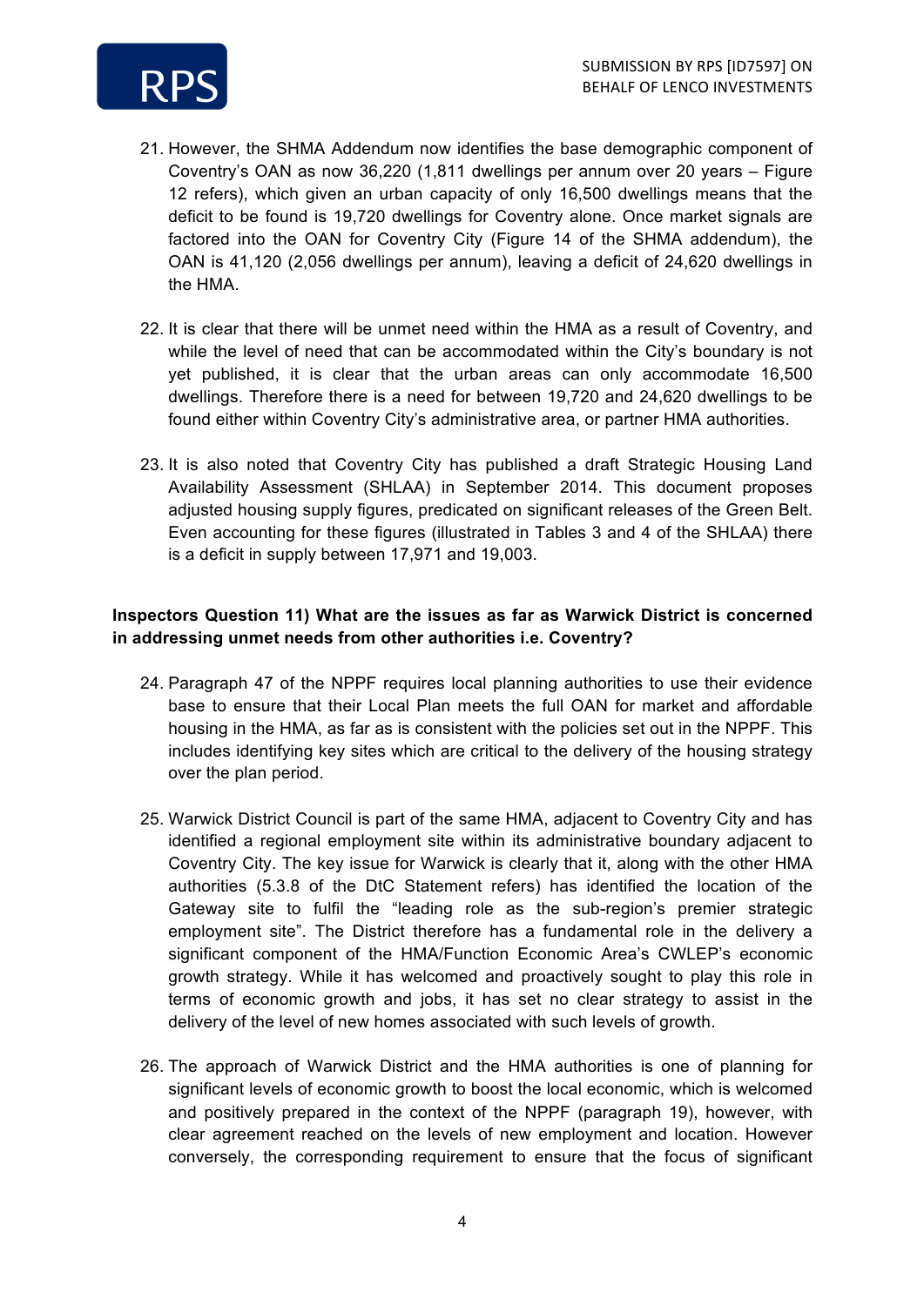21. However, the SHMA Addendum now identifies the base demographic component of Coventry's OAN as now 36,220 (1,811 dwellings per annum over 20 years – Figure 12 refers), which given an urban capacity of only 16,500 dwellings means that the deficit to be found is 19,720 dwellings for Coventry alone. Once market signals are factored into the OAN for Coventry City (Figure 14 of the SHMA addendum), the OAN is 41,120 (2,056 dwellings per annum), leaving a deficit of 24,620 dwellings in the HMA.

22. It is clear that there will be unmet need within the HMA as a result of Coventry, and while the level of need that can be accommodated within the City's boundary is not yet published, it is clear that the urban areas can only accommodate 16,500 dwellings. Therefore there is a need for between 19,720 and 24,620 dwellings to be found either within Coventry City's administrative area, or partner HMA authorities.

23. It is also noted that Coventry City has published a draft Strategic Housing Land Availability Assessment (SHLAA) in September 2014. This document proposes adjusted housing supply figures, predicated on significant releases of the Green Belt. Even accounting for these figures (illustrated in Tables 3 and 4 of the SHLAA) there is a deficit in supply between 17,971 and 19,003.

**Inspectors Question 11) What are the issues as far as Warwick District is concerned in addressing unmet needs from other authorities i.e. Coventry?**

24. Paragraph 47 of the NPPF requires local planning authorities to use their evidence base to ensure that their Local Plan meets the full OAN for market and affordable housing in the HMA, as far as is consistent with the policies set out in the NPPF. This includes identifying key sites which are critical to the delivery of the housing strategy over the plan period.

25. Warwick District Council is part of the same HMA, adjacent to Coventry City and has identified a regional employment site within its administrative boundary adjacent to Coventry City. The key issue for Warwick is clearly that it, along with the other HMA authorities (5.3.8 of the DtC Statement refers) has identified the location of the Gateway site to fulfil the "leading role as the sub-region's premier strategic employment site". The District therefore has a fundamental role in the delivery a significant component of the HMA/Function Economic Area's CWLEP's economic growth strategy. While it has welcomed and proactively sought to play this role in terms of economic growth and jobs, it has set no clear strategy to assist in the delivery of the level of new homes associated with such levels of growth.

26. The approach of Warwick District and the HMA authorities is one of planning for significant levels of economic growth to boost the local economic, which is welcomed and positively prepared in the context of the NPPF (paragraph 19), however, with clear agreement reached on the levels of new employment and location. However conversely, the corresponding requirement to ensure that the focus of significant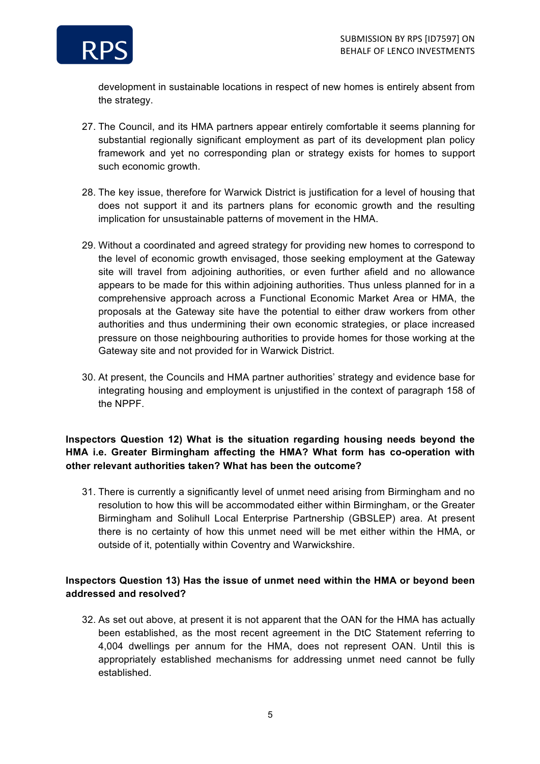development in sustainable locations in respect of new homes is entirely absent from the strategy.

27. The Council, and its HMA partners appear entirely comfortable it seems planning for substantial regionally significant employment as part of its development plan policy framework and yet no corresponding plan or strategy exists for homes to support such economic growth.

28. The key issue, therefore for Warwick District is justification for a level of housing that does not support it and its partners plans for economic growth and the resulting implication for unsustainable patterns of movement in the HMA.

29. Without a coordinated and agreed strategy for providing new homes to correspond to the level of economic growth envisaged, those seeking employment at the Gateway site will travel from adjoining authorities, or even further afield and no allowance appears to be made for this within adjoining authorities. Thus unless planned for in a comprehensive approach across a Functional Economic Market Area or HMA, the proposals at the Gateway site have the potential to either draw workers from other authorities and thus undermining their own economic strategies, or place increased pressure on those neighbouring authorities to provide homes for those working at the Gateway site and not provided for in Warwick District.

30. At present, the Councils and HMA partner authorities' strategy and evidence base for integrating housing and employment is unjustified in the context of paragraph 158 of the NPPF.

**Inspectors Question 12) What is the situation regarding housing needs beyond the HMA i.e. Greater Birmingham affecting the HMA? What form has co-operation with other relevant authorities taken? What has been the outcome?**

31. There is currently a significantly level of unmet need arising from Birmingham and no resolution to how this will be accommodated either within Birmingham, or the Greater Birmingham and Solihull Local Enterprise Partnership (GBSLEP) area. At present there is no certainty of how this unmet need will be met either within the HMA, or outside of it, potentially within Coventry and Warwickshire.

**Inspectors Question 13) Has the issue of unmet need within the HMA or beyond been addressed and resolved?**

32. As set out above, at present it is not apparent that the OAN for the HMA has actually been established, as the most recent agreement in the DtC Statement referring to 4,004 dwellings per annum for the HMA, does not represent OAN. Until this is appropriately established mechanisms for addressing unmet need cannot be fully established.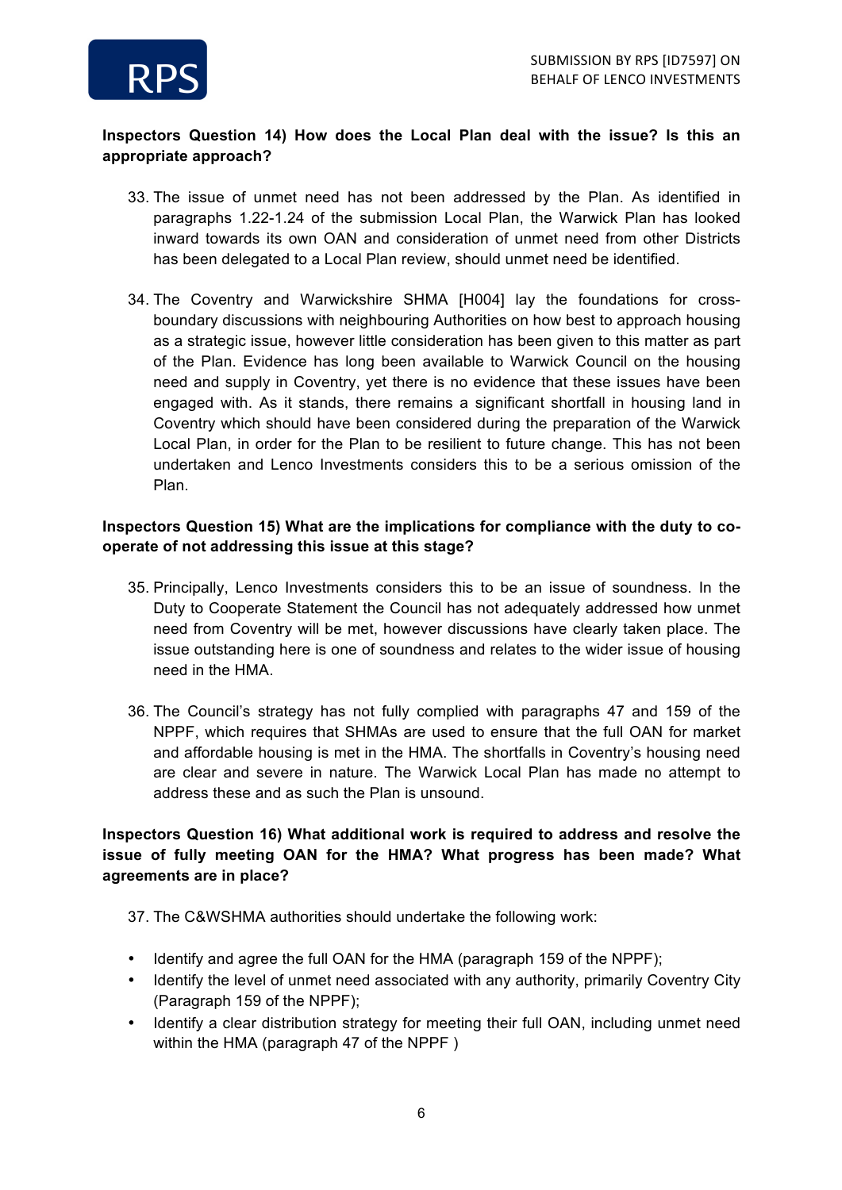**Inspectors Question 14) How does the Local Plan deal with the issue? Is this an appropriate approach?**

33. The issue of unmet need has not been addressed by the Plan. As identified in paragraphs 1.22-1.24 of the submission Local Plan, the Warwick Plan has looked inward towards its own OAN and consideration of unmet need from other Districts has been delegated to a Local Plan review, should unmet need be identified.

34. The Coventry and Warwickshire SHMA [H004] lay the foundations for cross-boundary discussions with neighbouring Authorities on how best to approach housing as a strategic issue, however little consideration has been given to this matter as part of the Plan. Evidence has long been available to Warwick Council on the housing need and supply in Coventry, yet there is no evidence that these issues have been engaged with. As it stands, there remains a significant shortfall in housing land in Coventry which should have been considered during the preparation of the Warwick Local Plan, in order for the Plan to be resilient to future change. This has not been undertaken and Lenco Investments considers this to be a serious omission of the Plan.

**Inspectors Question 15) What are the implications for compliance with the duty to co-operate of not addressing this issue at this stage?**

35. Principally, Lenco Investments considers this to be an issue of soundness. In the Duty to Cooperate Statement the Council has not adequately addressed how unmet need from Coventry will be met, however discussions have clearly taken place. The issue outstanding here is one of soundness and relates to the wider issue of housing need in the HMA.

36. The Council's strategy has not fully complied with paragraphs 47 and 159 of the NPPF, which requires that SHMAs are used to ensure that the full OAN for market and affordable housing is met in the HMA. The shortfalls in Coventry's housing need are clear and severe in nature. The Warwick Local Plan has made no attempt to address these and as such the Plan is unsound.

**Inspectors Question 16) What additional work is required to address and resolve the issue of fully meeting OAN for the HMA? What progress has been made? What agreements are in place?**

37. The C&WSHMA authorities should undertake the following work:

- Identify and agree the full OAN for the HMA (paragraph 159 of the NPPF);
- Identify the level of unmet need associated with any authority, primarily Coventry City (Paragraph 159 of the NPPF);
- Identify a clear distribution strategy for meeting their full OAN, including unmet need within the HMA (paragraph 47 of the NPPF )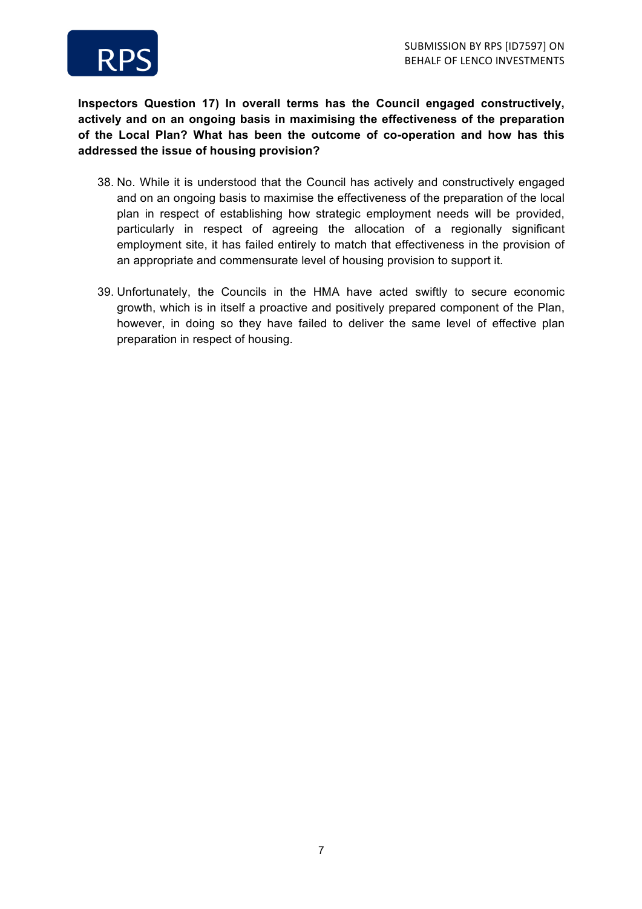**Inspectors Question 17) In overall terms has the Council engaged constructively, actively and on an ongoing basis in maximising the effectiveness of the preparation of the Local Plan? What has been the outcome of co-operation and how has this addressed the issue of housing provision?**

38. No. While it is understood that the Council has actively and constructively engaged and on an ongoing basis to maximise the effectiveness of the preparation of the local plan in respect of establishing how strategic employment needs will be provided, particularly in respect of agreeing the allocation of a regionally significant employment site, it has failed entirely to match that effectiveness in the provision of an appropriate and commensurate level of housing provision to support it.

39. Unfortunately, the Councils in the HMA have acted swiftly to secure economic growth, which is in itself a proactive and positively prepared component of the Plan, however, in doing so they have failed to deliver the same level of effective plan preparation in respect of housing.